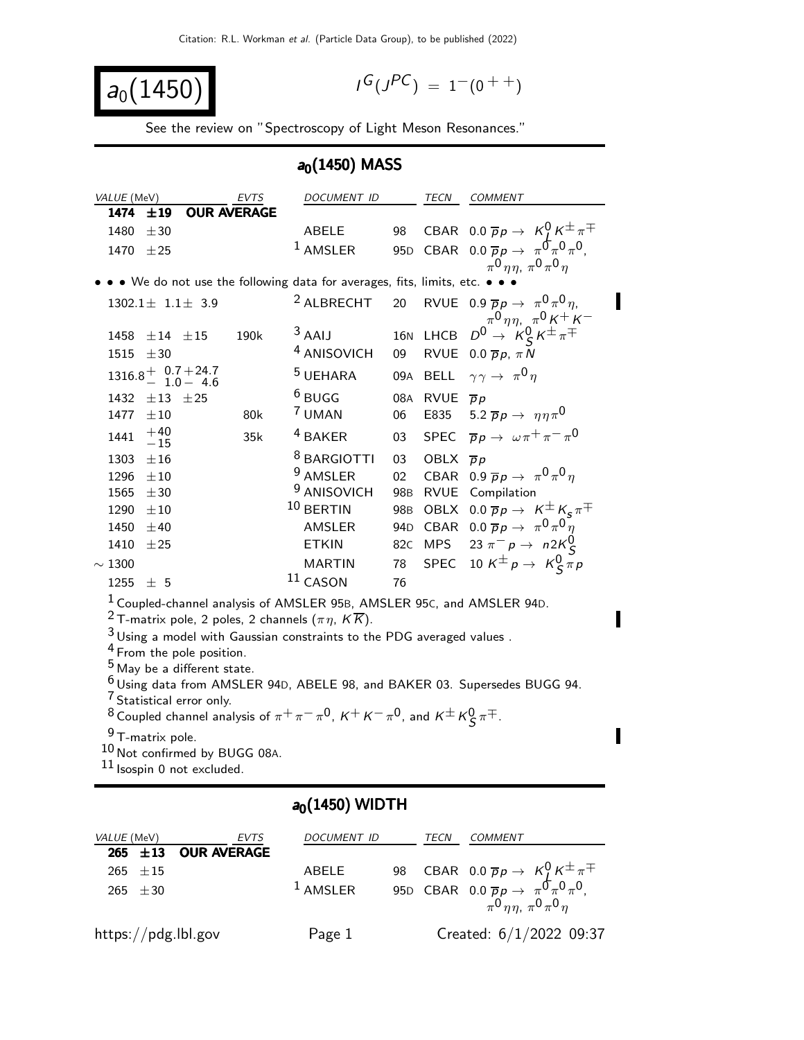# $a_0(1450)$

$I^G(J^{PC}) = 1^-(0^{++})$

See the review on "Spectroscopy of Light Meson Resonances."

## $a_0(1450)$ MASS

| VALUE (MeV) | EVTS | DOCUMENT ID | | TECN | COMMENT |
|---|---|---|---|---|---|
| **1474 ±19** | **OUR AVERAGE** | | | | |
| 1480 ±30 | | ABELE | 98 | CBAR | 0.0 $\overline{p}p \rightarrow K^0_L K^\pm \pi^\mp$ |
| 1470 ±25 | | [1] AMSLER | 95D | CBAR | 0.0 $\overline{p}p \rightarrow \pi^0\pi^0\pi^0$, $\pi^0\eta\eta$, $\pi^0\pi^0\eta$ |
| • • • We do not use the following data for averages, fits, limits, etc. • • • | | | | | |
| 1302.1± 1.1± 3.9 | | [2] ALBRECHT | 20 | RVUE | 0.9 $\overline{p}p \rightarrow \pi^0\pi^0\eta$, $\pi^0\eta\eta$, $\pi^0 K^+ K^-$ |
| 1458 ±14 ±15 | 190k | [3] AAIJ | 16N | LHCB | $D^0 \rightarrow K^0_S K^\pm \pi^\mp$ |
| 1515 ±30 | | [4] ANISOVICH | 09 | RVUE | 0.0 $\overline{p}p$, $\pi N$ |
| $1316.8^{+\ 0.7+24.7}_{-\ 1.0-\ 4.6}$ | | [5] UEHARA | 09A | BELL | $\gamma\gamma \rightarrow \pi^0\eta$ |
| 1432 ±13 ±25 | | [6] BUGG | 08A | RVUE | $\overline{p}p$ |
| 1477 ±10 | 80k | [7] UMAN | 06 | E835 | 5.2 $\overline{p}p \rightarrow \eta\eta\pi^0$ |
| $1441\ ^{+40}_{-15}$ | 35k | [4] BAKER | 03 | SPEC | $\overline{p}p \rightarrow \omega\pi^+\pi^-\pi^0$ |
| 1303 ±16 | | [8] BARGIOTTI | 03 | OBLX | $\overline{p}p$ |
| 1296 ±10 | | [9] AMSLER | 02 | CBAR | 0.9 $\overline{p}p \rightarrow \pi^0\pi^0\eta$ |
| 1565 ±30 | | [9] ANISOVICH | 98B | RVUE | Compilation |
| 1290 ±10 | | [10] BERTIN | 98B | OBLX | 0.0 $\overline{p}p \rightarrow K^\pm K_s \pi^\mp$ |
| 1450 ±40 | | AMSLER | 94D | CBAR | 0.0 $\overline{p}p \rightarrow \pi^0\pi^0\eta$ |
| 1410 ±25 | | ETKIN | 82C | MPS | 23 $\pi^- p \rightarrow n 2K^0_S$ |
| ~ 1300 | | MARTIN | 78 | SPEC | 10 $K^\pm p \rightarrow K^0_S \pi p$ |
| 1255 ± 5 | | [11] CASON | 76 | | |

[1] Coupled-channel analysis of AMSLER 95B, AMSLER 95C, and AMSLER 94D.

[2] T-matrix pole, 2 poles, 2 channels ($\pi\eta$, $K\overline{K}$).

[3] Using a model with Gaussian constraints to the PDG averaged values .

[4] From the pole position.

[5] May be a different state.

[6] Using data from AMSLER 94D, ABELE 98, and BAKER 03. Supersedes BUGG 94.

[7] Statistical error only.

[8] Coupled channel analysis of $\pi^+\pi^-\pi^0$, $K^+K^-\pi^0$, and $K^\pm K^0_S \pi^\mp$.

[9] T-matrix pole.

[10] Not confirmed by BUGG 08A.

[11] Isospin 0 not excluded.

## $a_0(1450)$ WIDTH

| VALUE (MeV) | EVTS | DOCUMENT ID | | TECN | COMMENT |
|---|---|---|---|---|---|
| **265 ±13** | **OUR AVERAGE** | | | | |
| 265 ±15 | | ABELE | 98 | CBAR | 0.0 $\overline{p}p \rightarrow K^0_L K^\pm \pi^\mp$ |
| 265 ±30 | | [1] AMSLER | 95D | CBAR | 0.0 $\overline{p}p \rightarrow \pi^0\pi^0\pi^0$, $\pi^0\eta\eta$, $\pi^0\pi^0\eta$ |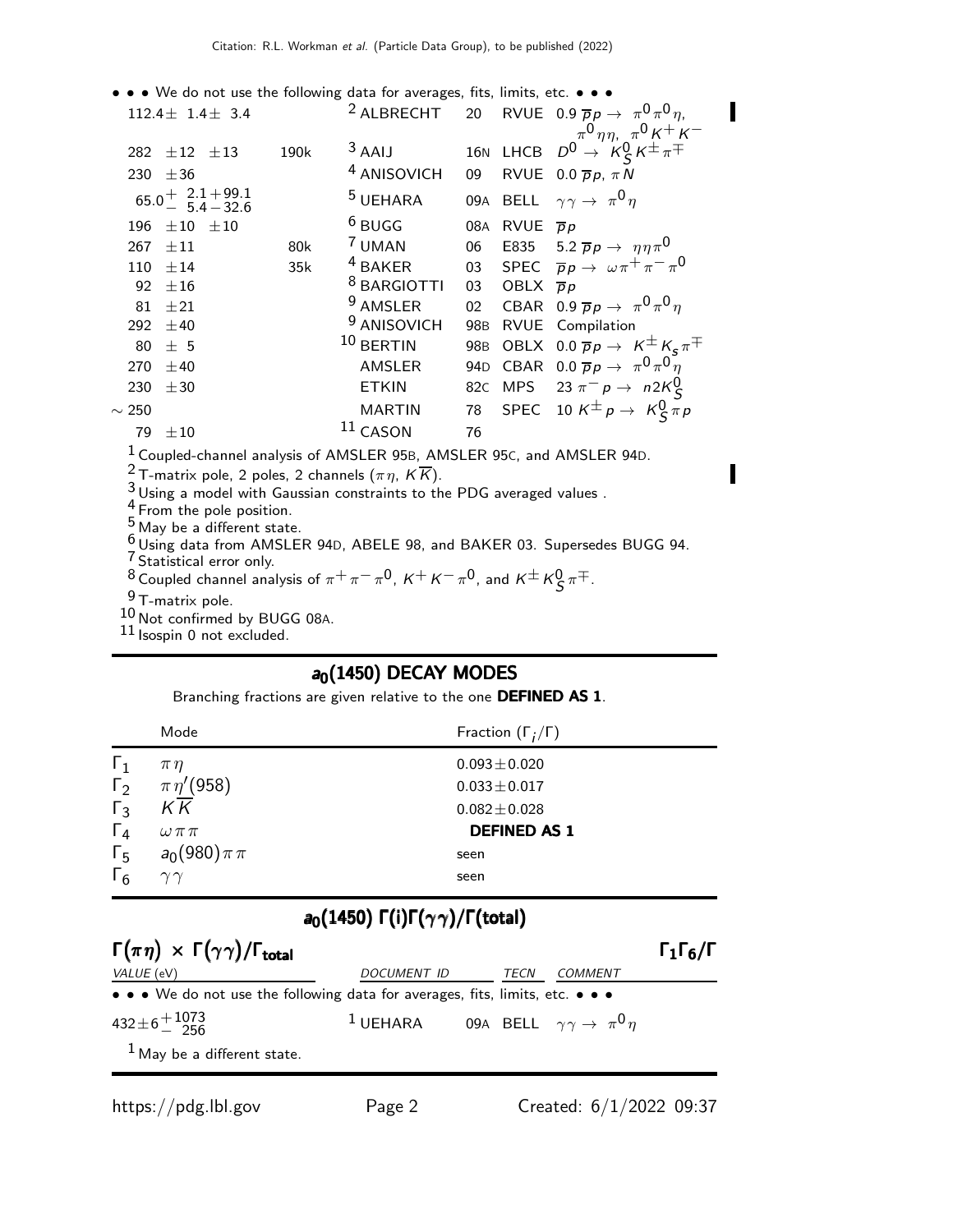• • • We do not use the following data for averages, fits, limits, etc. • • •

| VALUE | EVTS | DOCUMENT ID | | TECN | COMMENT |
|---|---|---|---|---|---|
| $112.4\pm 1.4\pm 3.4$ | | [2] ALBRECHT | 20 | RVUE | $0.9\ \overline{p}p \to \pi^0\pi^0\eta$, $\pi^0\eta\eta$, $\pi^0 K^+K^-$ |
| $282\ \pm12\ \pm13$ | 190k | [3] AAIJ | 16N | LHCB | $D^0 \to K^0_S K^\pm\pi^\mp$ |
| $230\ \pm36$ | | [4] ANISOVICH | 09 | RVUE | $0.0\ \overline{p}p$, $\pi N$ |
| $65.0^{+\ 2.1+99.1}_{-\ 5.4-32.6}$ | | [5] UEHARA | 09A | BELL | $\gamma\gamma \to \pi^0\eta$ |
| $196\ \pm10\ \pm10$ | | [6] BUGG | 08A | RVUE | $\overline{p}p$ |
| $267\ \pm11$ | 80k | [7] UMAN | 06 | E835 | $5.2\ \overline{p}p \to \eta\eta\pi^0$ |
| $110\ \pm14$ | 35k | [4] BAKER | 03 | SPEC | $\overline{p}p \to \omega\pi^+\pi^-\pi^0$ |
| $92\ \pm16$ | | [8] BARGIOTTI | 03 | OBLX | $\overline{p}p$ |
| $81\ \pm21$ | | [9] AMSLER | 02 | CBAR | $0.9\ \overline{p}p \to \pi^0\pi^0\eta$ |
| $292\ \pm40$ | | [9] ANISOVICH | 98B | RVUE | Compilation |
| $80\ \pm\ 5$ | | [10] BERTIN | 98B | OBLX | $0.0\ \overline{p}p \to K^\pm K_s\pi^\mp$ |
| $270\ \pm40$ | | AMSLER | 94D | CBAR | $0.0\ \overline{p}p \to \pi^0\pi^0\eta$ |
| $230\ \pm30$ | | ETKIN | 82C | MPS | $23\ \pi^- p \to n2K^0_S$ |
| $\sim 250$ | | MARTIN | 78 | SPEC | $10\ K^\pm p \to K^0_S\pi p$ |
| $79\ \pm10$ | | [11] CASON | 76 | | |

[1] Coupled-channel analysis of AMSLER 95B, AMSLER 95C, and AMSLER 94D.
[2] T-matrix pole, 2 poles, 2 channels ($\pi\eta$, $K\overline{K}$).
[3] Using a model with Gaussian constraints to the PDG averaged values .
[4] From the pole position.
[5] May be a different state.
[6] Using data from AMSLER 94D, ABELE 98, and BAKER 03. Supersedes BUGG 94.
[7] Statistical error only.
[8] Coupled channel analysis of $\pi^+\pi^-\pi^0$, $K^+K^-\pi^0$, and $K^\pm K^0_S\pi^\mp$.
[9] T-matrix pole.
[10] Not confirmed by BUGG 08A.
[11] Isospin 0 not excluded.

## $a_0(1450)$ DECAY MODES

Branching fractions are given relative to the one **DEFINED AS 1**.

| | Mode | Fraction ($\Gamma_i/\Gamma$) |
|---|---|---|
| $\Gamma_1$ | $\pi\eta$ | $0.093\pm0.020$ |
| $\Gamma_2$ | $\pi\eta'(958)$ | $0.033\pm0.017$ |
| $\Gamma_3$ | $K\overline{K}$ | $0.082\pm0.028$ |
| $\Gamma_4$ | $\omega\pi\pi$ | **DEFINED AS 1** |
| $\Gamma_5$ | $a_0(980)\pi\pi$ | seen |
| $\Gamma_6$ | $\gamma\gamma$ | seen |

## $a_0(1450)$ $\Gamma(i)\Gamma(\gamma\gamma)/\Gamma(\text{total})$

### $\Gamma(\pi\eta) \times \Gamma(\gamma\gamma)/\Gamma_{\text{total}}$ — $\Gamma_1\Gamma_6/\Gamma$

| VALUE (eV) | DOCUMENT ID | | TECN | COMMENT |
|---|---|---|---|---|
| • • • We do not use the following data for averages, fits, limits, etc. • • • | | | | |
| $432\pm6^{+1073}_{-\ 256}$ | [1] UEHARA | 09A | BELL | $\gamma\gamma \to \pi^0\eta$ |

[1] May be a different state.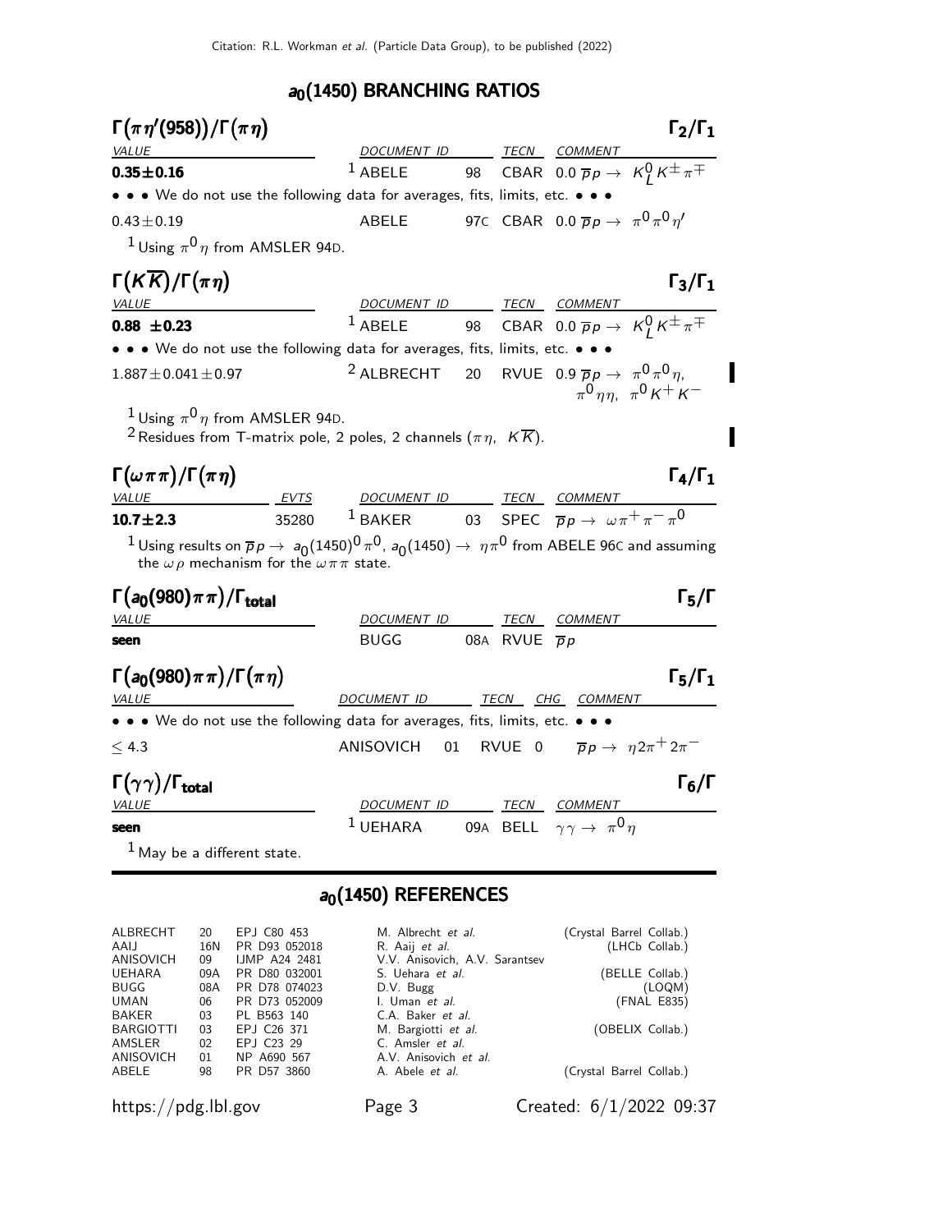## $a_0(1450)$ BRANCHING RATIOS

### $\Gamma(\pi\eta'(958))/\Gamma(\pi\eta)$ — $\Gamma_2/\Gamma_1$

| VALUE | DOCUMENT ID | | TECN | COMMENT |
|---|---|---|---|---|
| **0.35±0.16** | ABELE [1] | 98 | CBAR | $0.0\ \overline{p}p \to K^0_L K^\pm \pi^\mp$ |
| • • • We do not use the following data for averages, fits, limits, etc. • • • | | | | |
| $0.43\pm0.19$ | ABELE | 97C | CBAR | $0.0\ \overline{p}p \to \pi^0\pi^0\eta'$ |

[1] Using $\pi^0\eta$ from AMSLER 94D.

### $\Gamma(K\overline{K})/\Gamma(\pi\eta)$ — $\Gamma_3/\Gamma_1$

| VALUE | DOCUMENT ID | | TECN | COMMENT |
|---|---|---|---|---|
| **0.88 ±0.23** | ABELE [1] | 98 | CBAR | $0.0\ \overline{p}p \to K^0_L K^\pm \pi^\mp$ |
| • • • We do not use the following data for averages, fits, limits, etc. • • • | | | | |
| $1.887\pm0.041\pm0.97$ | ALBRECHT [2] | 20 | RVUE | $0.9\ \overline{p}p \to \pi^0\pi^0\eta$, $\pi^0\eta\eta$, $\pi^0 K^+ K^-$ |

[1] Using $\pi^0\eta$ from AMSLER 94D.

[2] Residues from T-matrix pole, 2 poles, 2 channels ($\pi\eta$, $K\overline{K}$).

### $\Gamma(\omega\pi\pi)/\Gamma(\pi\eta)$ — $\Gamma_4/\Gamma_1$

| VALUE | EVTS | DOCUMENT ID | | TECN | COMMENT |
|---|---|---|---|---|---|
| **10.7±2.3** | 35280 | BAKER [1] | 03 | SPEC | $\overline{p}p \to \omega\pi^+\pi^-\pi^0$ |

[1] Using results on $\overline{p}p \to a_0(1450)^0\pi^0$, $a_0(1450) \to \eta\pi^0$ from ABELE 96C and assuming the $\omega\rho$ mechanism for the $\omega\pi\pi$ state.

### $\Gamma(a_0(980)\pi\pi)/\Gamma_{\text{total}}$ — $\Gamma_5/\Gamma$

| VALUE | DOCUMENT ID | | TECN | COMMENT |
|---|---|---|---|---|
| **seen** | BUGG | 08A | RVUE | $\overline{p}p$ |

### $\Gamma(a_0(980)\pi\pi)/\Gamma(\pi\eta)$ — $\Gamma_5/\Gamma_1$

| VALUE | DOCUMENT ID | | TECN | CHG | COMMENT |
|---|---|---|---|---|---|
| • • • We do not use the following data for averages, fits, limits, etc. • • • | | | | | |
| $\leq 4.3$ | ANISOVICH | 01 | RVUE | 0 | $\overline{p}p \to \eta 2\pi^+ 2\pi^-$ |

### $\Gamma(\gamma\gamma)/\Gamma_{\text{total}}$ — $\Gamma_6/\Gamma$

| VALUE | DOCUMENT ID | | TECN | COMMENT |
|---|---|---|---|---|
| **seen** | UEHARA [1] | 09A | BELL | $\gamma\gamma \to \pi^0\eta$ |

[1] May be a different state.

## $a_0(1450)$ REFERENCES

| | | | | |
|---|---|---|---|---|
| ALBRECHT | 20 | EPJ C80 453 | M. Albrecht *et al.* | (Crystal Barrel Collab.) |
| AAIJ | 16N | PR D93 052018 | R. Aaij *et al.* | (LHCb Collab.) |
| ANISOVICH | 09 | IJMP A24 2481 | V.V. Anisovich, A.V. Sarantsev | |
| UEHARA | 09A | PR D80 032001 | S. Uehara *et al.* | (BELLE Collab.) |
| BUGG | 08A | PR D78 074023 | D.V. Bugg | (LOQM) |
| UMAN | 06 | PR D73 052009 | I. Uman *et al.* | (FNAL E835) |
| BAKER | 03 | PL B563 140 | C.A. Baker *et al.* | |
| BARGIOTTI | 03 | EPJ C26 371 | M. Bargiotti *et al.* | (OBELIX Collab.) |
| AMSLER | 02 | EPJ C23 29 | C. Amsler *et al.* | |
| ANISOVICH | 01 | NP A690 567 | A.V. Anisovich *et al.* | |
| ABELE | 98 | PR D57 3860 | A. Abele *et al.* | (Crystal Barrel Collab.) |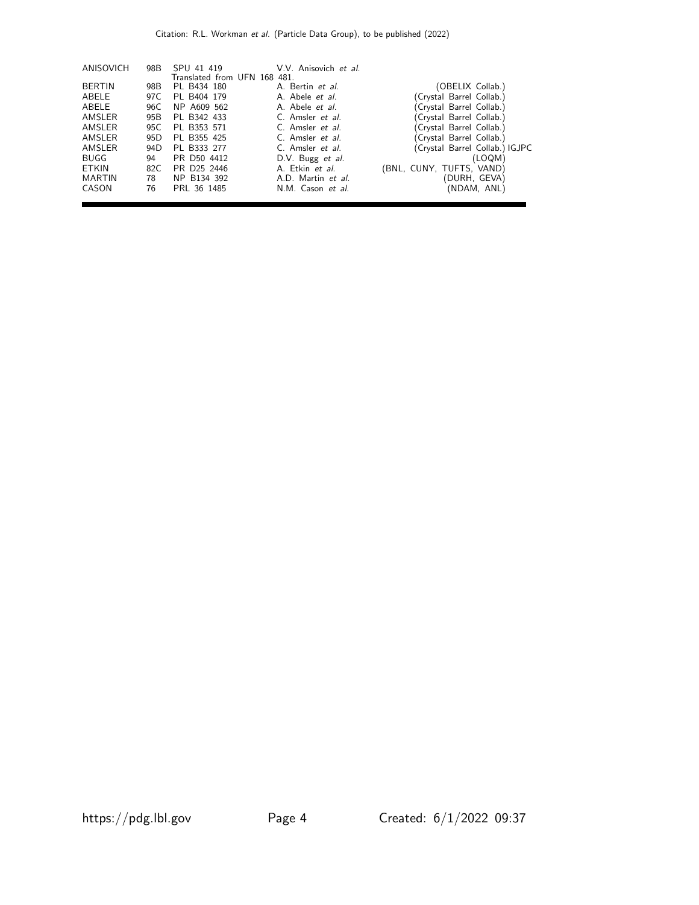| | | | | |
|---|---|---|---|---|
| ANISOVICH | 98B | SPU 41 419 | V.V. Anisovich *et al.* | |
| | | Translated from UFN 168 481. | | |
| BERTIN | 98B | PL B434 180 | A. Bertin *et al.* | (OBELIX Collab.) |
| ABELE | 97C | PL B404 179 | A. Abele *et al.* | (Crystal Barrel Collab.) |
| ABELE | 96C | NP A609 562 | A. Abele *et al.* | (Crystal Barrel Collab.) |
| AMSLER | 95B | PL B342 433 | C. Amsler *et al.* | (Crystal Barrel Collab.) |
| AMSLER | 95C | PL B353 571 | C. Amsler *et al.* | (Crystal Barrel Collab.) |
| AMSLER | 95D | PL B355 425 | C. Amsler *et al.* | (Crystal Barrel Collab.) |
| AMSLER | 94D | PL B333 277 | C. Amsler *et al.* | (Crystal Barrel Collab.) IGJPC |
| BUGG | 94 | PR D50 4412 | D.V. Bugg *et al.* | (LOQM) |
| ETKIN | 82C | PR D25 2446 | A. Etkin *et al.* | (BNL, CUNY, TUFTS, VAND) |
| MARTIN | 78 | NP B134 392 | A.D. Martin *et al.* | (DURH, GEVA) |
| CASON | 76 | PRL 36 1485 | N.M. Cason *et al.* | (NDAM, ANL) |